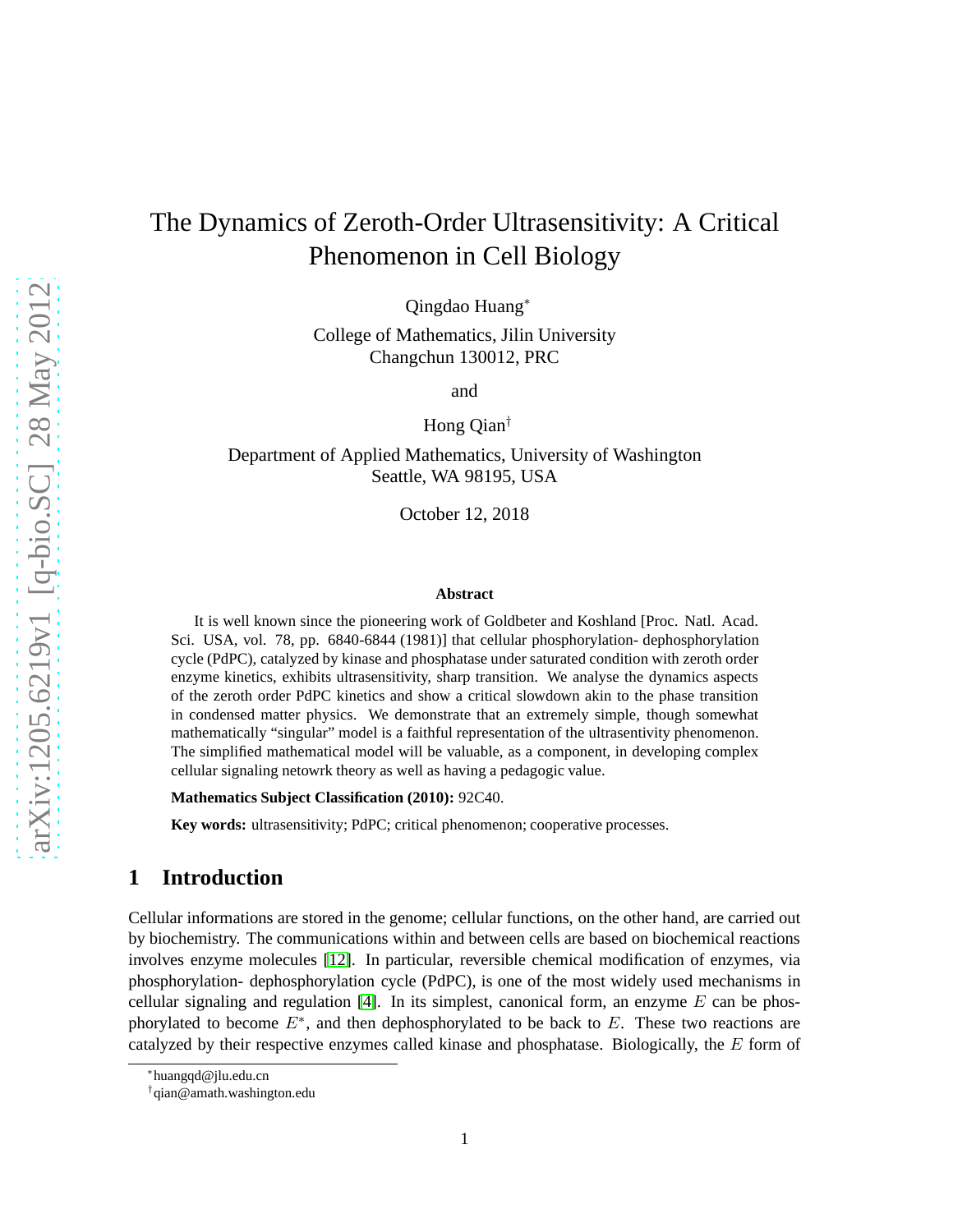# The Dynamics of Zeroth-Order Ultrasensitivity: A Critical Phenomenon in Cell Biology

Qingdao Huang*

College of Mathematics, Jilin University
Changchun 130012, PRC

and

Hong Qian†

Department of Applied Mathematics, University of Washington
Seattle, WA 98195, USA

October 12, 2018

### Abstract

It is well known since the pioneering work of Goldbeter and Koshland [Proc. Natl. Acad. Sci. USA, vol. 78, pp. 6840-6844 (1981)] that cellular phosphorylation- dephosphorylation cycle (PdPC), catalyzed by kinase and phosphatase under saturated condition with zeroth order enzyme kinetics, exhibits ultrasensitivity, sharp transition. We analyse the dynamics aspects of the zeroth order PdPC kinetics and show a critical slowdown akin to the phase transition in condensed matter physics. We demonstrate that an extremely simple, though somewhat mathematically "singular" model is a faithful representation of the ultrasentivity phenomenon. The simplified mathematical model will be valuable, as a component, in developing complex cellular signaling netowrk theory as well as having a pedagogic value.

**Mathematics Subject Classification (2010):** 92C40.

**Key words:** ultrasensitivity; PdPC; critical phenomenon; cooperative processes.

## 1 Introduction

Cellular informations are stored in the genome; cellular functions, on the other hand, are carried out by biochemistry. The communications within and between cells are based on biochemical reactions involves enzyme molecules [12]. In particular, reversible chemical modification of enzymes, via phosphorylation- dephosphorylation cycle (PdPC), is one of the most widely used mechanisms in cellular signaling and regulation [4]. In its simplest, canonical form, an enzyme $E$ can be phosphorylated to become $E^*$, and then dephosphorylated to be back to $E$. These two reactions are catalyzed by their respective enzymes called kinase and phosphatase. Biologically, the $E$ form of

*huangqd@jlu.edu.cn

†qian@amath.washington.edu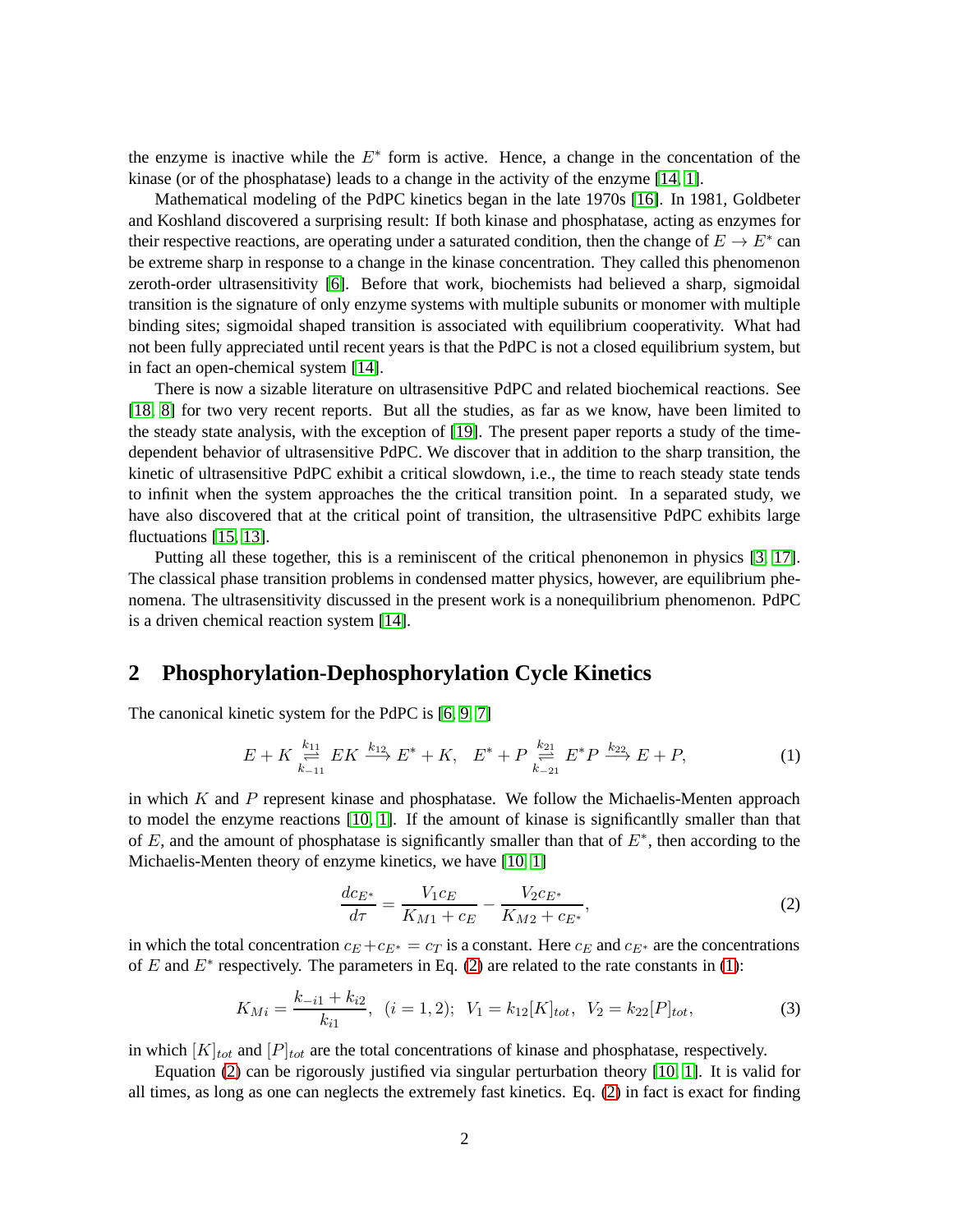the enzyme is inactive while the $E^*$ form is active. Hence, a change in the concentation of the kinase (or of the phosphatase) leads to a change in the activity of the enzyme [14, 1].

Mathematical modeling of the PdPC kinetics began in the late 1970s [16]. In 1981, Goldbeter and Koshland discovered a surprising result: If both kinase and phosphatase, acting as enzymes for their respective reactions, are operating under a saturated condition, then the change of $E \to E^*$ can be extreme sharp in response to a change in the kinase concentration. They called this phenomenon zeroth-order ultrasensitivity [6]. Before that work, biochemists had believed a sharp, sigmoidal transition is the signature of only enzyme systems with multiple subunits or monomer with multiple binding sites; sigmoidal shaped transition is associated with equilibrium cooperativity. What had not been fully appreciated until recent years is that the PdPC is not a closed equilibrium system, but in fact an open-chemical system [14].

There is now a sizable literature on ultrasensitive PdPC and related biochemical reactions. See [18, 8] for two very recent reports. But all the studies, as far as we know, have been limited to the steady state analysis, with the exception of [19]. The present paper reports a study of the time-dependent behavior of ultrasensitive PdPC. We discover that in addition to the sharp transition, the kinetic of ultrasensitive PdPC exhibit a critical slowdown, i.e., the time to reach steady state tends to infinit when the system approaches the the critical transition point. In a separated study, we have also discovered that at the critical point of transition, the ultrasensitive PdPC exhibits large fluctuations [15, 13].

Putting all these together, this is a reminiscent of the critical phenonemon in physics [3, 17]. The classical phase transition problems in condensed matter physics, however, are equilibrium phenomena. The ultrasensitivity discussed in the present work is a nonequilibrium phenomenon. PdPC is a driven chemical reaction system [14].

## 2 Phosphorylation-Dephosphorylation Cycle Kinetics

The canonical kinetic system for the PdPC is [6, 9, 7]

$$E + K \underset{k_{-11}}{\overset{k_{11}}{\rightleftharpoons}} EK \overset{k_{12}}{\longrightarrow} E^* + K, \quad E^* + P \underset{k_{-21}}{\overset{k_{21}}{\rightleftharpoons}} E^*P \overset{k_{22}}{\longrightarrow} E + P, \tag{1}$$

in which $K$ and $P$ represent kinase and phosphatase. We follow the Michaelis-Menten approach to model the enzyme reactions [10, 1]. If the amount of kinase is significantlly smaller than that of $E$, and the amount of phosphatase is significantly smaller than that of $E^*$, then according to the Michaelis-Menten theory of enzyme kinetics, we have [10, 1]

$$\frac{dc_{E^*}}{d\tau} = \frac{V_1 c_E}{K_{M1} + c_E} - \frac{V_2 c_{E^*}}{K_{M2} + c_{E^*}}, \tag{2}$$

in which the total concentration $c_E + c_{E^*} = c_T$ is a constant. Here $c_E$ and $c_{E^*}$ are the concentrations of $E$ and $E^*$ respectively. The parameters in Eq. (2) are related to the rate constants in (1):

$$K_{Mi} = \frac{k_{-i1} + k_{i2}}{k_{i1}}, \ \ (i = 1, 2); \ \ V_1 = k_{12}[K]_{tot}, \ \ V_2 = k_{22}[P]_{tot}, \tag{3}$$

in which $[K]_{tot}$ and $[P]_{tot}$ are the total concentrations of kinase and phosphatase, respectively.

Equation (2) can be rigorously justified via singular perturbation theory [10, 1]. It is valid for all times, as long as one can neglects the extremely fast kinetics. Eq. (2) in fact is exact for finding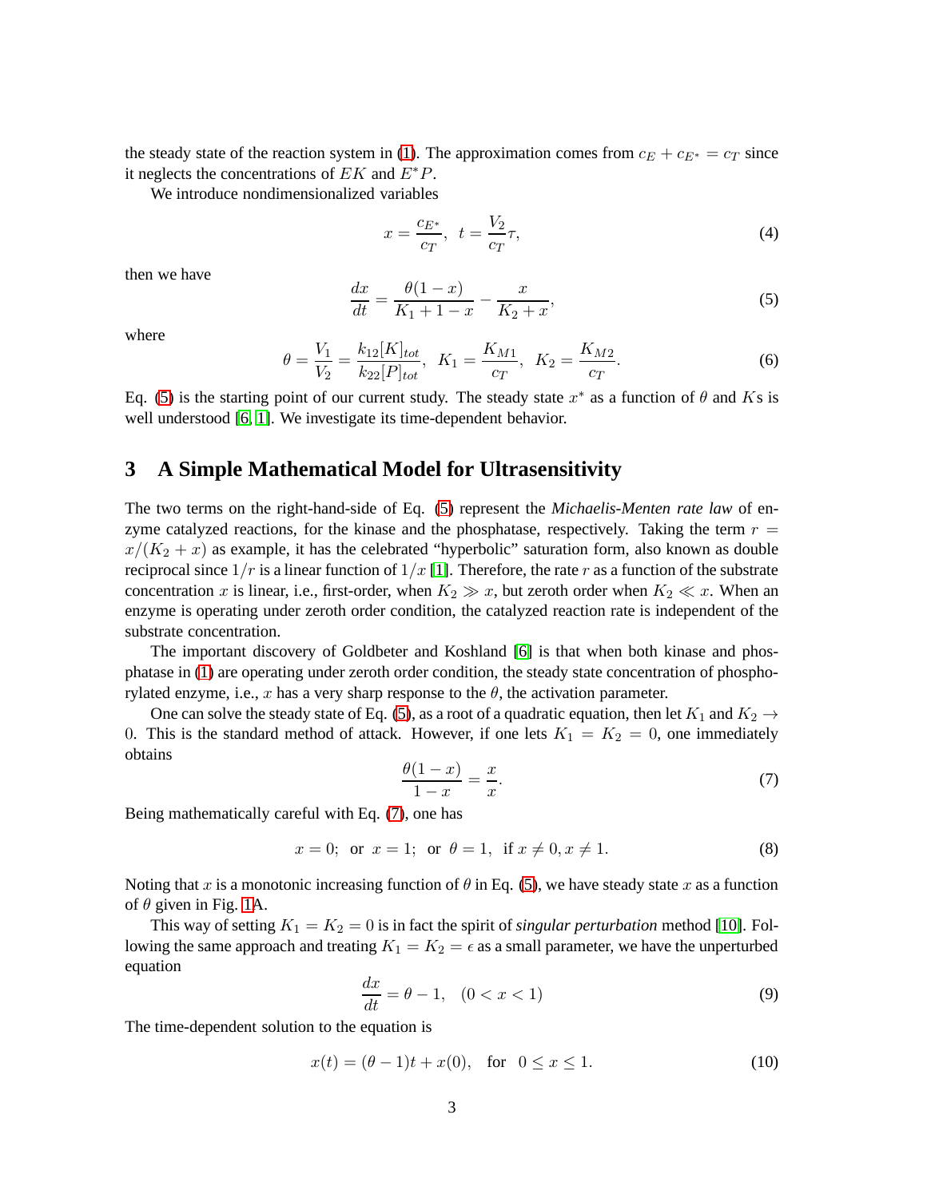the steady state of the reaction system in (1). The approximation comes from $c_E + c_{E^*} = c_T$ since it neglects the concentrations of $EK$ and $E^*P$.

We introduce nondimensionalized variables

$$x = \frac{c_{E^*}}{c_T}, \;\; t = \frac{V_2}{c_T}\tau, \tag{4}$$

then we have

$$\frac{dx}{dt} = \frac{\theta(1-x)}{K_1 + 1 - x} - \frac{x}{K_2 + x}, \tag{5}$$

where

$$\theta = \frac{V_1}{V_2} = \frac{k_{12}[K]_{tot}}{k_{22}[P]_{tot}}, \;\; K_1 = \frac{K_{M1}}{c_T}, \;\; K_2 = \frac{K_{M2}}{c_T}. \tag{6}$$

Eq. (5) is the starting point of our current study. The steady state $x^*$ as a function of $\theta$ and $K$s is well understood [6, 1]. We investigate its time-dependent behavior.

## 3 A Simple Mathematical Model for Ultrasensitivity

The two terms on the right-hand-side of Eq. (5) represent the *Michaelis-Menten rate law* of enzyme catalyzed reactions, for the kinase and the phosphatase, respectively. Taking the term $r = x/(K_2 + x)$ as example, it has the celebrated "hyperbolic" saturation form, also known as double reciprocal since $1/r$ is a linear function of $1/x$ [1]. Therefore, the rate $r$ as a function of the substrate concentration $x$ is linear, i.e., first-order, when $K_2 \gg x$, but zeroth order when $K_2 \ll x$. When an enzyme is operating under zeroth order condition, the catalyzed reaction rate is independent of the substrate concentration.

The important discovery of Goldbeter and Koshland [6] is that when both kinase and phosphatase in (1) are operating under zeroth order condition, the steady state concentration of phosphorylated enzyme, i.e., $x$ has a very sharp response to the $\theta$, the activation parameter.

One can solve the steady state of Eq. (5), as a root of a quadratic equation, then let $K_1$ and $K_2 \to 0$. This is the standard method of attack. However, if one lets $K_1 = K_2 = 0$, one immediately obtains

$$\frac{\theta(1-x)}{1-x} = \frac{x}{x}. \tag{7}$$

Being mathematically careful with Eq. (7), one has

$$x = 0; \;\; \text{or} \;\; x = 1; \;\; \text{or} \;\; \theta = 1, \;\; \text{if} \; x \neq 0, x \neq 1. \tag{8}$$

Noting that $x$ is a monotonic increasing function of $\theta$ in Eq. (5), we have steady state $x$ as a function of $\theta$ given in Fig. 1A.

This way of setting $K_1 = K_2 = 0$ is in fact the spirit of *singular perturbation* method [10]. Following the same approach and treating $K_1 = K_2 = \epsilon$ as a small parameter, we have the unperturbed equation

$$\frac{dx}{dt} = \theta - 1, \quad (0 < x < 1) \tag{9}$$

The time-dependent solution to the equation is

$$x(t) = (\theta - 1)t + x(0), \quad \text{for} \quad 0 \leq x \leq 1. \tag{10}$$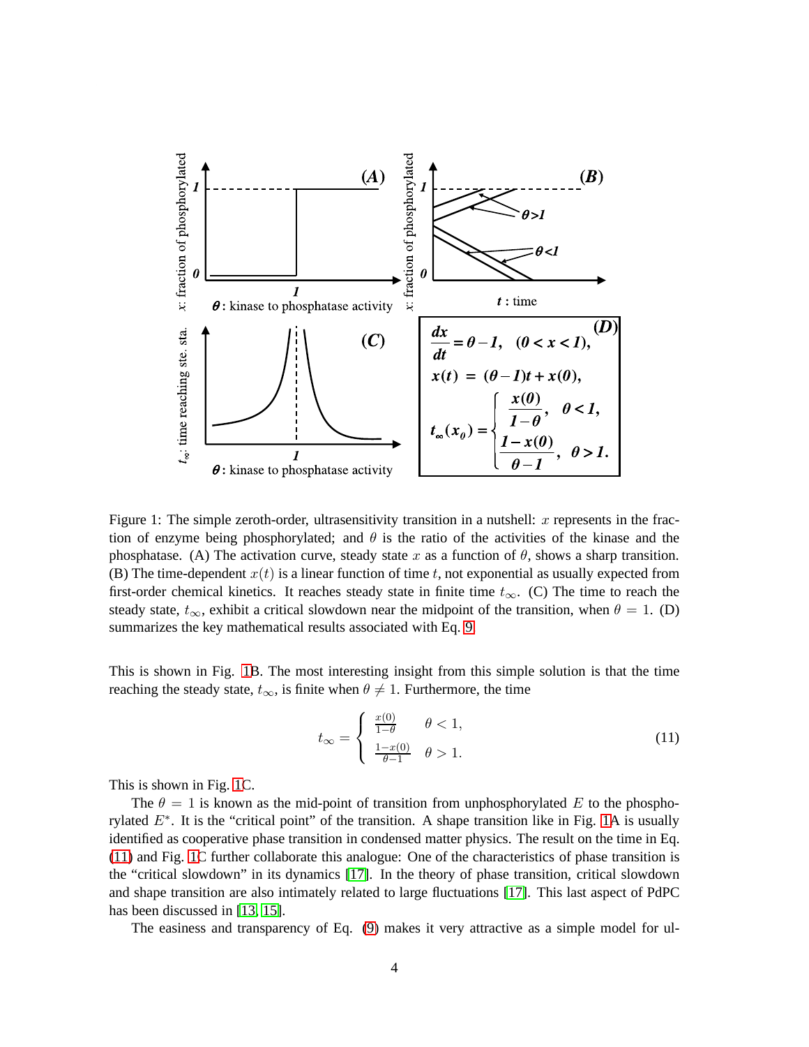Figure 1: The simple zeroth-order, ultrasensitivity transition in a nutshell: $x$ represents in the fraction of enzyme being phosphorylated; and $\theta$ is the ratio of the activities of the kinase and the phosphatase. (A) The activation curve, steady state $x$ as a function of $\theta$, shows a sharp transition. (B) The time-dependent $x(t)$ is a linear function of time $t$, not exponential as usually expected from first-order chemical kinetics. It reaches steady state in finite time $t_\infty$. (C) The time to reach the steady state, $t_\infty$, exhibit a critical slowdown near the midpoint of the transition, when $\theta = 1$. (D) summarizes the key mathematical results associated with Eq. 9.

This is shown in Fig. 1B. The most interesting insight from this simple solution is that the time reaching the steady state, $t_\infty$, is finite when $\theta \neq 1$. Furthermore, the time

$$
t_\infty = \begin{cases} \frac{x(0)}{1-\theta} & \theta < 1, \\ \frac{1-x(0)}{\theta-1} & \theta > 1. \end{cases} \tag{11}
$$

This is shown in Fig. 1C.

The $\theta = 1$ is known as the mid-point of transition from unphosphorylated $E$ to the phosphorylated $E^*$. It is the "critical point" of the transition. A shape transition like in Fig. 1A is usually identified as cooperative phase transition in condensed matter physics. The result on the time in Eq. (11) and Fig. 1C further collaborate this analogue: One of the characteristics of phase transition is the "critical slowdown" in its dynamics [17]. In the theory of phase transition, critical slowdown and shape transition are also intimately related to large fluctuations [17]. This last aspect of PdPC has been discussed in [13, 15].

The easiness and transparency of Eq. (9) makes it very attractive as a simple model for ul-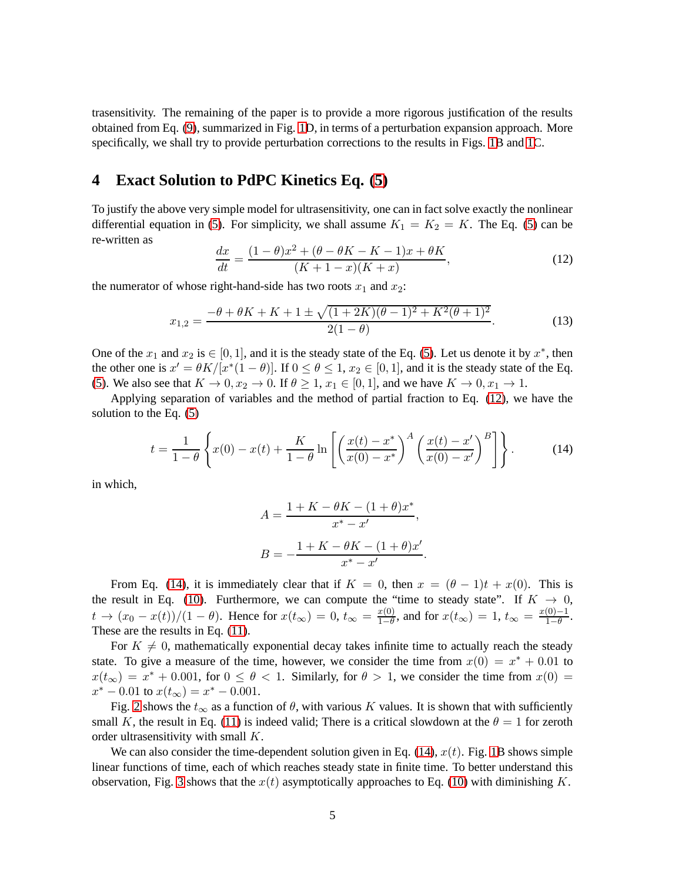trasensitivity. The remaining of the paper is to provide a more rigorous justification of the results obtained from Eq. (9), summarized in Fig. 1D, in terms of a perturbation expansion approach. More specifically, we shall try to provide perturbation corrections to the results in Figs. 1B and 1C.

## 4 Exact Solution to PdPC Kinetics Eq. (5)

To justify the above very simple model for ultrasensitivity, one can in fact solve exactly the nonlinear differential equation in (5). For simplicity, we shall assume $K_1 = K_2 = K$. The Eq. (5) can be re-written as

$$\frac{dx}{dt} = \frac{(1-\theta)x^2 + (\theta - \theta K - K - 1)x + \theta K}{(K+1-x)(K+x)}, \tag{12}$$

the numerator of whose right-hand-side has two roots $x_1$ and $x_2$:

$$x_{1,2} = \frac{-\theta + \theta K + K + 1 \pm \sqrt{(1+2K)(\theta-1)^2 + K^2(\theta+1)^2}}{2(1-\theta)}. \tag{13}$$

One of the $x_1$ and $x_2$ is $\in [0,1]$, and it is the steady state of the Eq. (5). Let us denote it by $x^*$, then the other one is $x' = \theta K/[x^*(1-\theta)]$. If $0 \le \theta \le 1$, $x_2 \in [0,1]$, and it is the steady state of the Eq. (5). We also see that $K \to 0, x_2 \to 0$. If $\theta \ge 1$, $x_1 \in [0,1]$, and we have $K \to 0, x_1 \to 1$.

Applying separation of variables and the method of partial fraction to Eq. (12), we have the solution to the Eq. (5)

$$t = \frac{1}{1-\theta}\left\{ x(0) - x(t) + \frac{K}{1-\theta}\ln\left[\left(\frac{x(t)-x^*}{x(0)-x^*}\right)^A \left(\frac{x(t)-x'}{x(0)-x'}\right)^B\right]\right\}. \tag{14}$$

in which,

$$A = \frac{1 + K - \theta K - (1+\theta)x^*}{x^* - x'},$$

$$B = -\frac{1 + K - \theta K - (1+\theta)x'}{x^* - x'}.$$

From Eq. (14), it is immediately clear that if $K = 0$, then $x = (\theta - 1)t + x(0)$. This is the result in Eq. (10). Furthermore, we can compute the "time to steady state". If $K \to 0$, $t \to (x_0 - x(t))/(1-\theta)$. Hence for $x(t_\infty) = 0$, $t_\infty = \frac{x(0)}{1-\theta}$, and for $x(t_\infty) = 1$, $t_\infty = \frac{x(0)-1}{1-\theta}$. These are the results in Eq. (11).

For $K \ne 0$, mathematically exponential decay takes infinite time to actually reach the steady state. To give a measure of the time, however, we consider the time from $x(0) = x^* + 0.01$ to $x(t_\infty) = x^* + 0.001$, for $0 \le \theta < 1$. Similarly, for $\theta > 1$, we consider the time from $x(0) = x^* - 0.01$ to $x(t_\infty) = x^* - 0.001$.

Fig. 2 shows the $t_\infty$ as a function of $\theta$, with various $K$ values. It is shown that with sufficiently small $K$, the result in Eq. (11) is indeed valid; There is a critical slowdown at the $\theta = 1$ for zeroth order ultrasensitivity with small $K$.

We can also consider the time-dependent solution given in Eq. (14), $x(t)$. Fig. 1B shows simple linear functions of time, each of which reaches steady state in finite time. To better understand this observation, Fig. 3 shows that the $x(t)$ asymptotically approaches to Eq. (10) with diminishing $K$.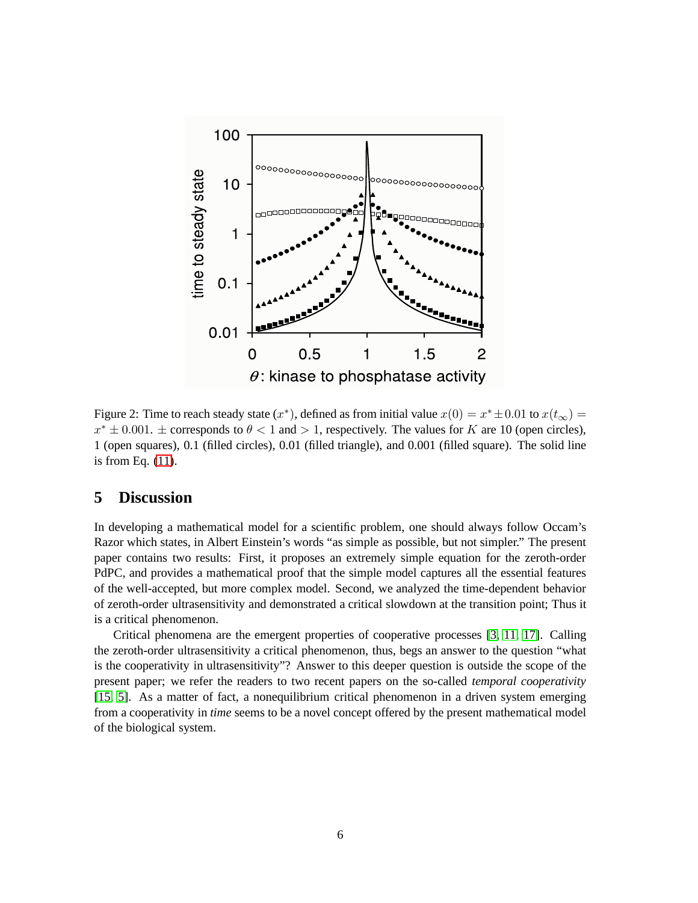Figure 2: Time to reach steady state ($x^*$), defined as from initial value $x(0) = x^* \pm 0.01$ to $x(t_\infty) = x^* \pm 0.001$. $\pm$ corresponds to $\theta < 1$ and $> 1$, respectively. The values for $K$ are 10 (open circles), 1 (open squares), 0.1 (filled circles), 0.01 (filled triangle), and 0.001 (filled square). The solid line is from Eq. (11).

## 5 Discussion

In developing a mathematical model for a scientific problem, one should always follow Occam's Razor which states, in Albert Einstein's words "as simple as possible, but not simpler." The present paper contains two results: First, it proposes an extremely simple equation for the zeroth-order PdPC, and provides a mathematical proof that the simple model captures all the essential features of the well-accepted, but more complex model. Second, we analyzed the time-dependent behavior of zeroth-order ultrasensitivity and demonstrated a critical slowdown at the transition point; Thus it is a critical phenomenon.

Critical phenomena are the emergent properties of cooperative processes [3, 11, 17]. Calling the zeroth-order ultrasensitivity a critical phenomenon, thus, begs an answer to the question "what is the cooperativity in ultrasensitivity"? Answer to this deeper question is outside the scope of the present paper; we refer the readers to two recent papers on the so-called *temporal cooperativity* [15, 5]. As a matter of fact, a nonequilibrium critical phenomenon in a driven system emerging from a cooperativity in *time* seems to be a novel concept offered by the present mathematical model of the biological system.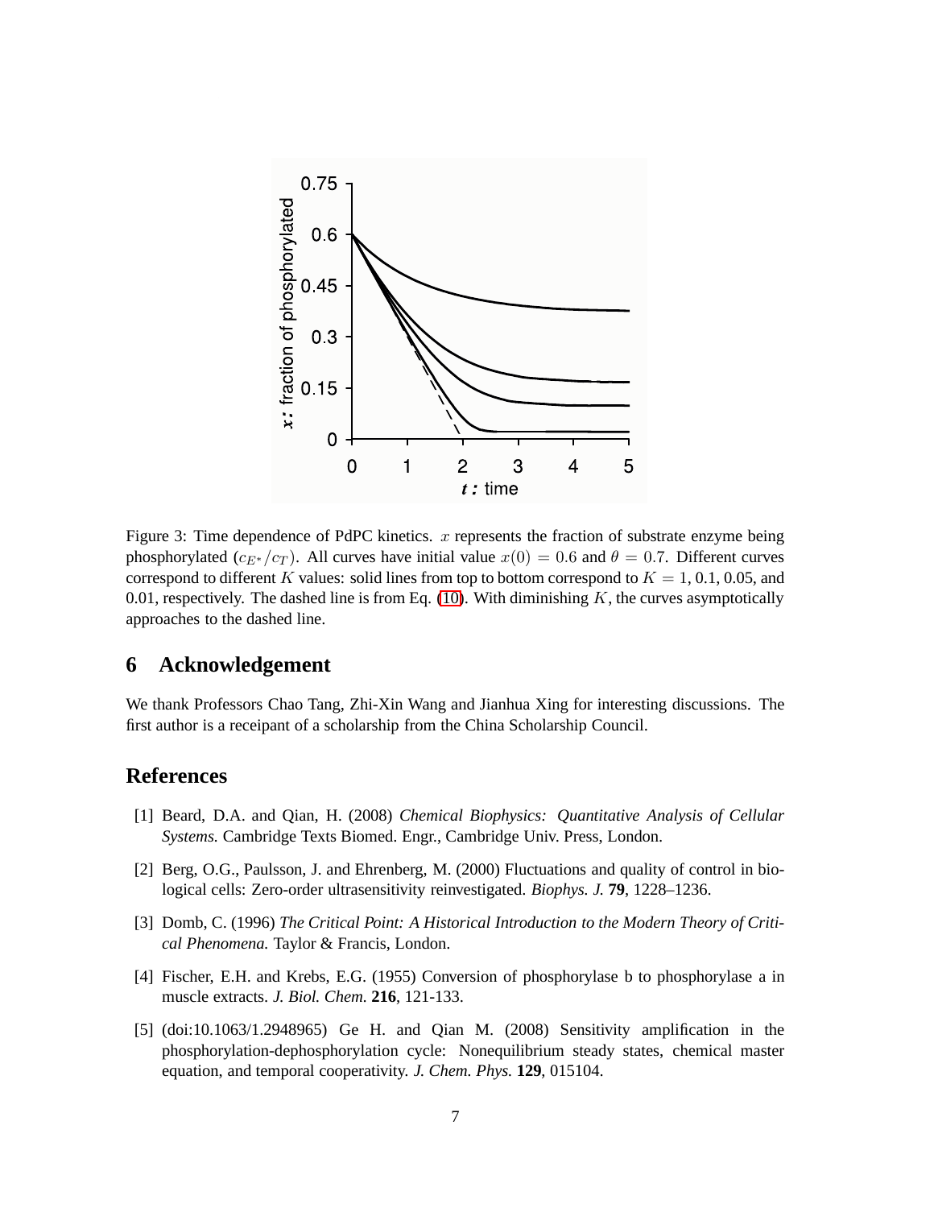Figure 3: Time dependence of PdPC kinetics. $x$ represents the fraction of substrate enzyme being phosphorylated ($c_{E^*}/c_T$). All curves have initial value $x(0) = 0.6$ and $\theta = 0.7$. Different curves correspond to different $K$ values: solid lines from top to bottom correspond to $K = 1$, 0.1, 0.05, and 0.01, respectively. The dashed line is from Eq. (10). With diminishing $K$, the curves asymptotically approaches to the dashed line.

## 6 Acknowledgement

We thank Professors Chao Tang, Zhi-Xin Wang and Jianhua Xing for interesting discussions. The first author is a receipant of a scholarship from the China Scholarship Council.

## References

[1] Beard, D.A. and Qian, H. (2008) *Chemical Biophysics: Quantitative Analysis of Cellular Systems.* Cambridge Texts Biomed. Engr., Cambridge Univ. Press, London.

[2] Berg, O.G., Paulsson, J. and Ehrenberg, M. (2000) Fluctuations and quality of control in biological cells: Zero-order ultrasensitivity reinvestigated. *Biophys. J.* **79**, 1228–1236.

[3] Domb, C. (1996) *The Critical Point: A Historical Introduction to the Modern Theory of Critical Phenomena.* Taylor & Francis, London.

[4] Fischer, E.H. and Krebs, E.G. (1955) Conversion of phosphorylase b to phosphorylase a in muscle extracts. *J. Biol. Chem.* **216**, 121-133.

[5] (doi:10.1063/1.2948965) Ge H. and Qian M. (2008) Sensitivity amplification in the phosphorylation-dephosphorylation cycle: Nonequilibrium steady states, chemical master equation, and temporal cooperativity. *J. Chem. Phys.* **129**, 015104.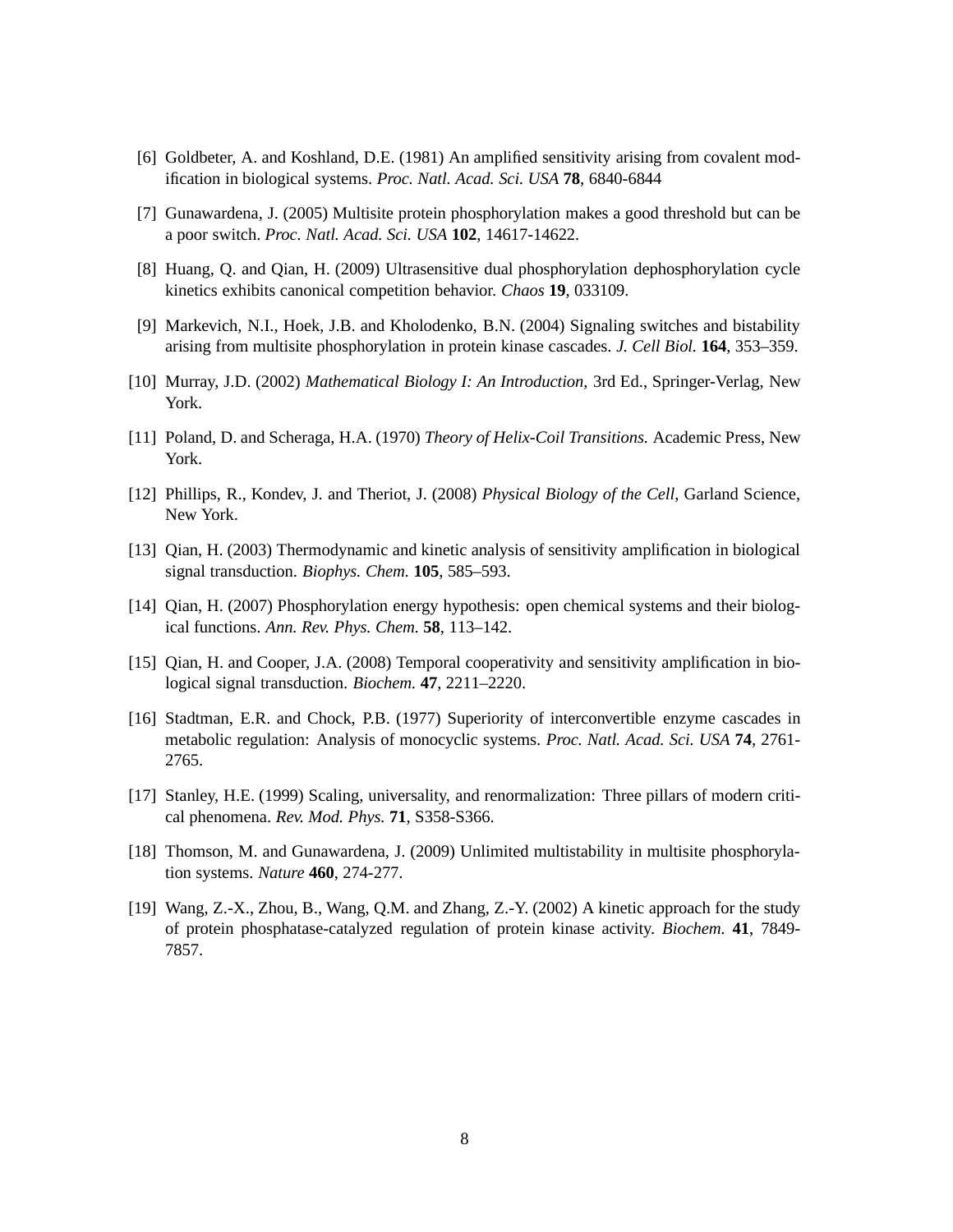[6] Goldbeter, A. and Koshland, D.E. (1981) An amplified sensitivity arising from covalent modification in biological systems. *Proc. Natl. Acad. Sci. USA* **78**, 6840-6844

[7] Gunawardena, J. (2005) Multisite protein phosphorylation makes a good threshold but can be a poor switch. *Proc. Natl. Acad. Sci. USA* **102**, 14617-14622.

[8] Huang, Q. and Qian, H. (2009) Ultrasensitive dual phosphorylation dephosphorylation cycle kinetics exhibits canonical competition behavior. *Chaos* **19**, 033109.

[9] Markevich, N.I., Hoek, J.B. and Kholodenko, B.N. (2004) Signaling switches and bistability arising from multisite phosphorylation in protein kinase cascades. *J. Cell Biol.* **164**, 353–359.

[10] Murray, J.D. (2002) *Mathematical Biology I: An Introduction*, 3rd Ed., Springer-Verlag, New York.

[11] Poland, D. and Scheraga, H.A. (1970) *Theory of Helix-Coil Transitions.* Academic Press, New York.

[12] Phillips, R., Kondev, J. and Theriot, J. (2008) *Physical Biology of the Cell*, Garland Science, New York.

[13] Qian, H. (2003) Thermodynamic and kinetic analysis of sensitivity amplification in biological signal transduction. *Biophys. Chem.* **105**, 585–593.

[14] Qian, H. (2007) Phosphorylation energy hypothesis: open chemical systems and their biological functions. *Ann. Rev. Phys. Chem.* **58**, 113–142.

[15] Qian, H. and Cooper, J.A. (2008) Temporal cooperativity and sensitivity amplification in biological signal transduction. *Biochem.* **47**, 2211–2220.

[16] Stadtman, E.R. and Chock, P.B. (1977) Superiority of interconvertible enzyme cascades in metabolic regulation: Analysis of monocyclic systems. *Proc. Natl. Acad. Sci. USA* **74**, 2761-2765.

[17] Stanley, H.E. (1999) Scaling, universality, and renormalization: Three pillars of modern critical phenomena. *Rev. Mod. Phys.* **71**, S358-S366.

[18] Thomson, M. and Gunawardena, J. (2009) Unlimited multistability in multisite phosphorylation systems. *Nature* **460**, 274-277.

[19] Wang, Z.-X., Zhou, B., Wang, Q.M. and Zhang, Z.-Y. (2002) A kinetic approach for the study of protein phosphatase-catalyzed regulation of protein kinase activity. *Biochem.* **41**, 7849-7857.